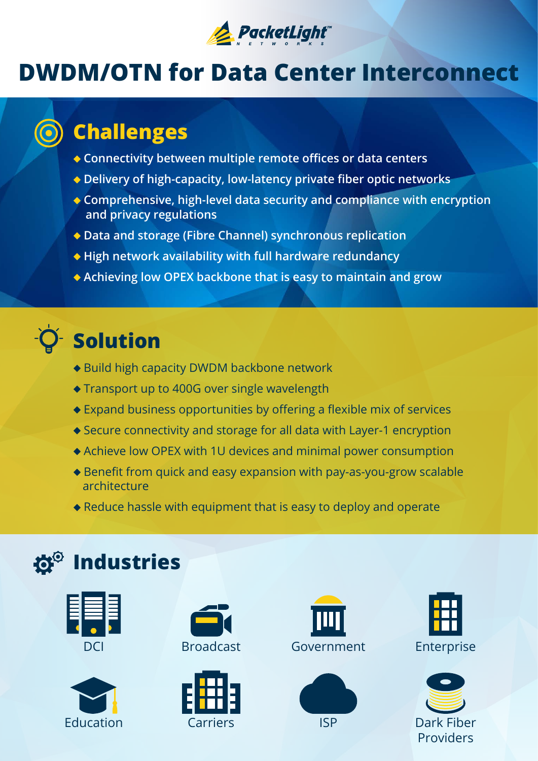PacketLight™ NETWORKS

# DWDM/OTN for Data Center Interconnect

## Challenges

- Connectivity between multiple remote offices or data centers
- Delivery of high-capacity, low-latency private fiber optic networks
- Comprehensive, high-level data security and compliance with encryption and privacy regulations
- Data and storage (Fibre Channel) synchronous replication
- High network availability with full hardware redundancy
- Achieving low OPEX backbone that is easy to maintain and grow

## Solution

- Build high capacity DWDM backbone network
- Transport up to 400G over single wavelength
- Expand business opportunities by offering a flexible mix of services
- Secure connectivity and storage for all data with Layer-1 encryption
- Achieve low OPEX with 1U devices and minimal power consumption
- Benefit from quick and easy expansion with pay-as-you-grow scalable architecture
- Reduce hassle with equipment that is easy to deploy and operate

## Industries

- DCI
- Broadcast
- Government
- Enterprise
- Education
- Carriers
- ISP
- Dark Fiber Providers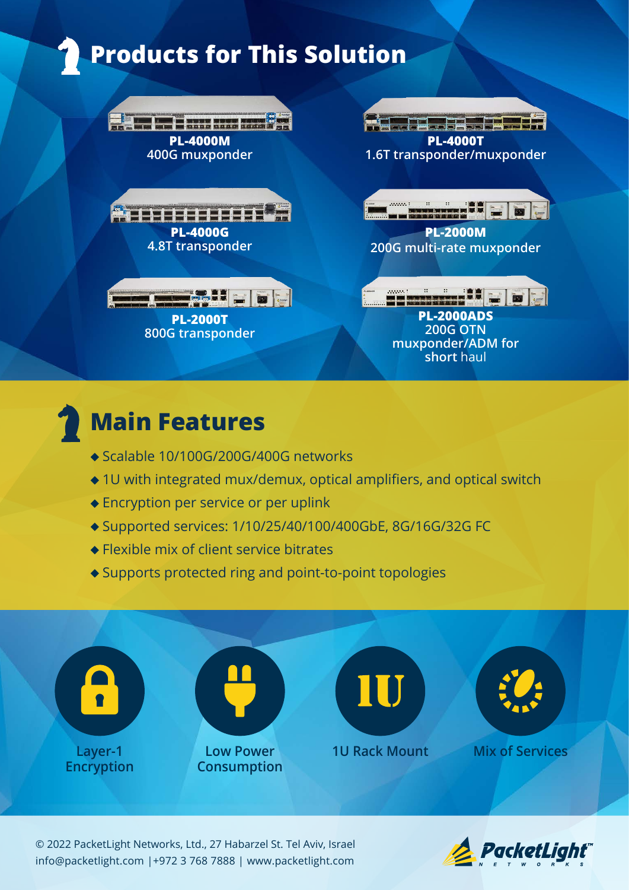# Products for This Solution

**PL-4000M**
400G muxponder

**PL-4000T**
1.6T transponder/muxponder

**PL-4000G**
4.8T transponder

**PL-2000M**
200G multi-rate muxponder

**PL-2000T**
800G transponder

**PL-2000ADS**
200G OTN muxponder/ADM for short haul

# Main Features

- Scalable 10/100G/200G/400G networks
- 1U with integrated mux/demux, optical amplifiers, and optical switch
- Encryption per service or per uplink
- Supported services: 1/10/25/40/100/400GbE, 8G/16G/32G FC
- Flexible mix of client service bitrates
- Supports protected ring and point-to-point topologies

Layer-1 Encryption

Low Power Consumption

1U Rack Mount

Mix of Services

© 2022 PacketLight Networks, Ltd., 27 Habarzel St. Tel Aviv, Israel
info@packetlight.com |+972 3 768 7888 | www.packetlight.com